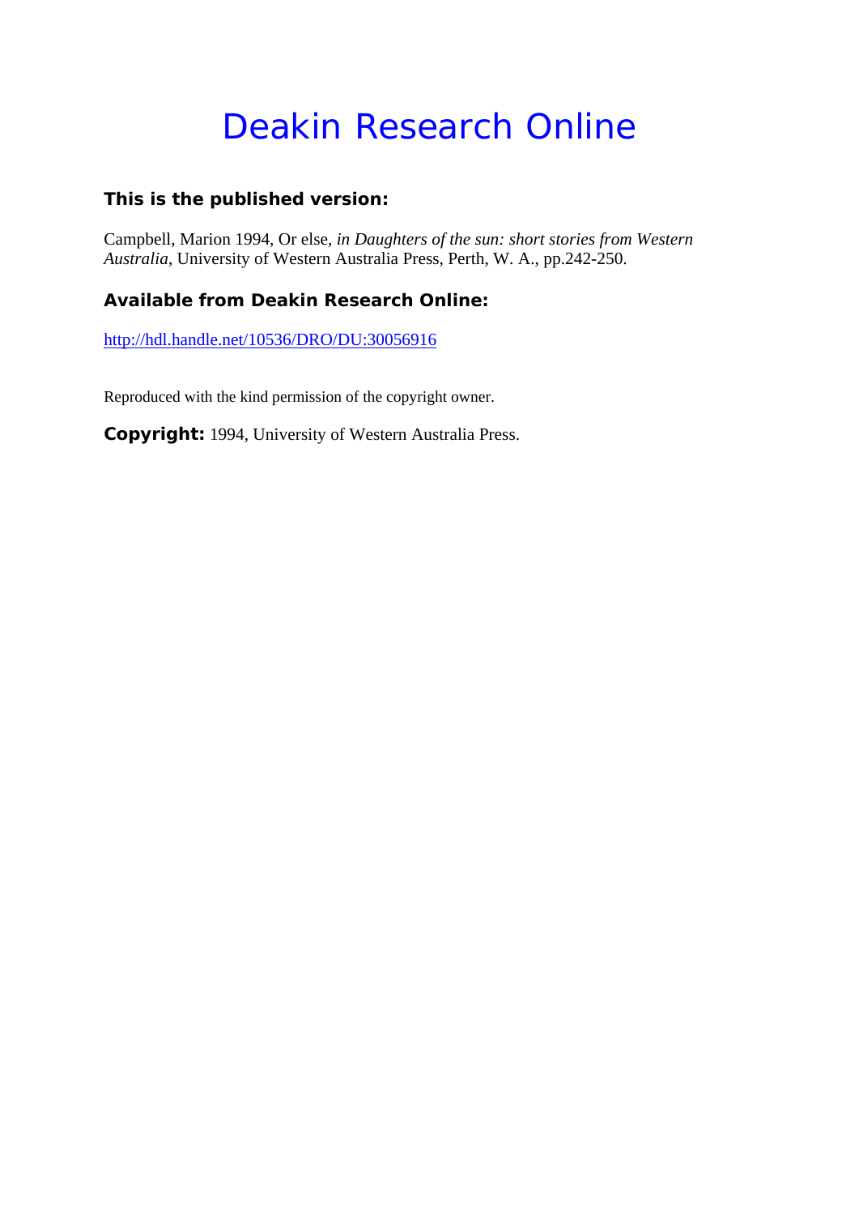# Deakin Research Online

### This is the published version:

Campbell, Marion 1994, Or else, *in Daughters of the sun: short stories from Western Australia*, University of Western Australia Press, Perth, W. A., pp.242-250.

### Available from Deakin Research Online:

http://hdl.handle.net/10536/DRO/DU:30056916

Reproduced with the kind permission of the copyright owner.

**Copyright:** 1994, University of Western Australia Press.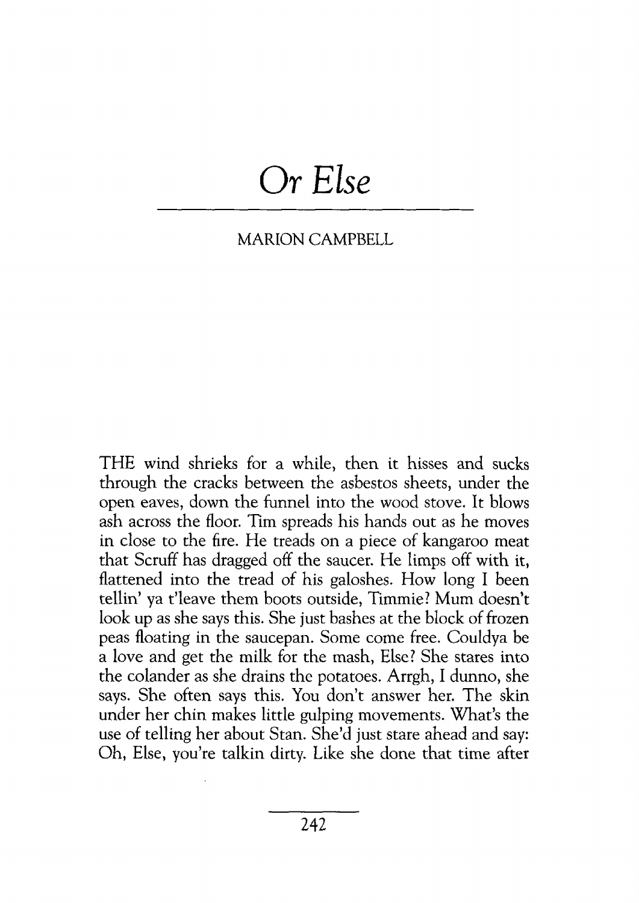# *Or Else*

MARION CAMPBELL

THE wind shrieks for a while, then it hisses and sucks through the cracks between the asbestos sheets, under the open eaves, down the funnel into the wood stove. It blows ash across the floor. Tim spreads his hands out as he moves in close to the fire. He treads on a piece of kangaroo meat that Scruff has dragged off the saucer. He limps off with it, flattened into the tread of his galoshes. How long I been tellin' ya t'leave them boots outside, Timmie? Mum doesn't look up as she says this. She just bashes at the block of frozen peas floating in the saucepan. Some come free. Couldya be a love and get the milk for the mash, Else? She stares into the colander as she drains the potatoes. Arrgh, I dunno, she says. She often says this. You don't answer her. The skin under her chin makes little gulping movements. What's the use of telling her about Stan. She'd just stare ahead and say: Oh, Else, you're talkin dirty. Like she done that time after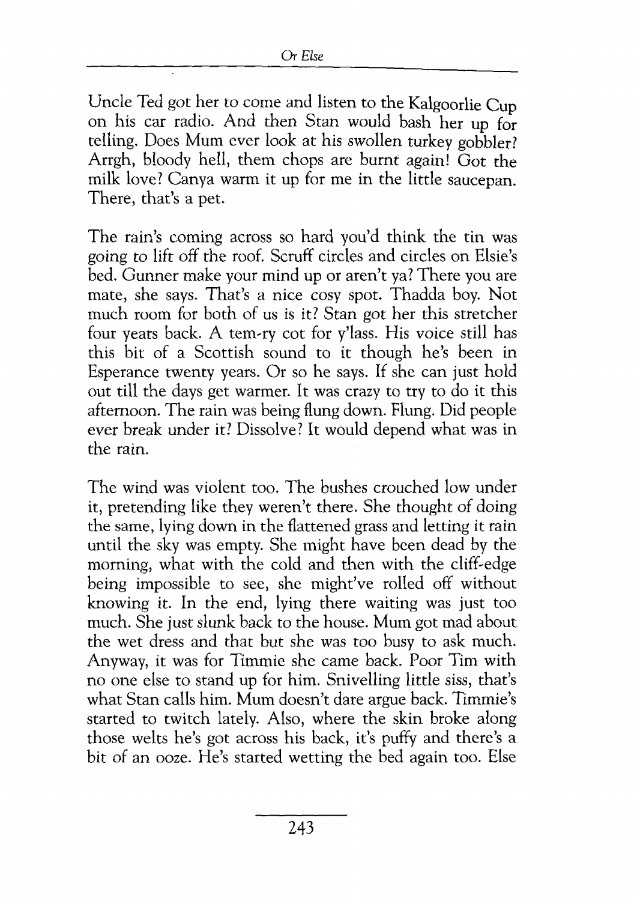Uncle Ted got her to come and listen to the Kalgoorlie Cup on his car radio. And then Stan would bash her up for telling. Does Mum ever look at his swollen turkey gobbler? Arrgh, bloody hell, them chops are burnt again! Got the milk love? Canya warm it up for me in the little saucepan. There, that's a pet.

The rain's coming across so hard you'd think the tin was going to lift off the roof. Scruff circles and circles on Elsie's bed. Gunner make your mind up or aren't ya? There you are mate, she says. That's a nice cosy spot. Thadda boy. Not much room for both of us is it? Stan got her this stretcher four years back. A tem-ry cot for y'lass. His voice still has this bit of a Scottish sound to it though he's been in Esperance twenty years. Or so he says. If she can just hold out till the days get warmer. It was crazy to try to do it this afternoon. The rain was being flung down. Flung. Did people ever break under it? Dissolve? It would depend what was in the rain.

The wind was violent too. The bushes crouched low under it, pretending like they weren't there. She thought of doing the same, lying down in the flattened grass and letting it rain until the sky was empty. She might have been dead by the morning, what with the cold and then with the cliff-edge being impossible to see, she might've rolled off without knowing it. In the end, lying there waiting was just too much. She just slunk back to the house. Mum got mad about the wet dress and that but she was too busy to ask much. Anyway, it was for Timmie she came back. Poor Tim with no one else to stand up for him. Snivelling little siss, that's what Stan calls him. Mum doesn't dare argue back. Timmie's started to twitch lately. Also, where the skin broke along those welts he's got across his back, it's puffy and there's a bit of an ooze. He's started wetting the bed again too. Else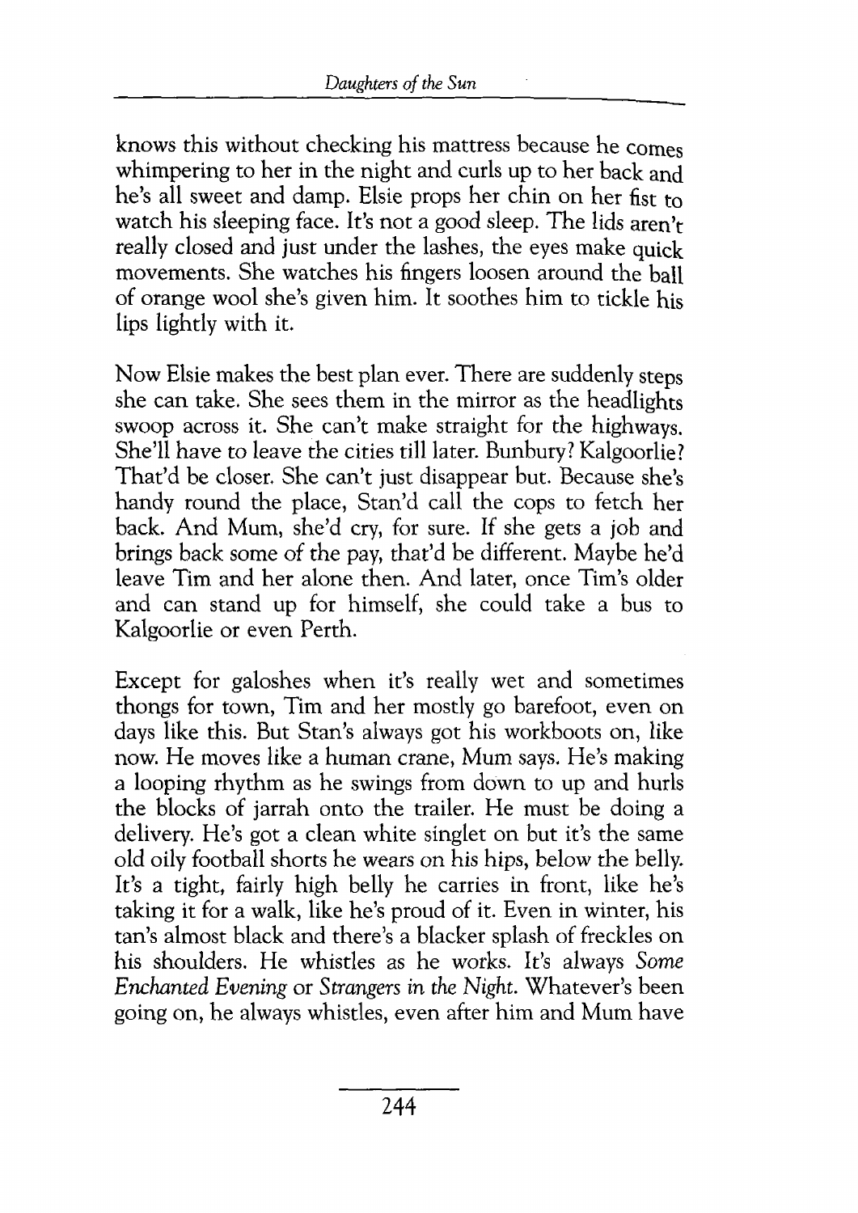knows this without checking his mattress because he comes whimpering to her in the night and curls up to her back and he's all sweet and damp. Elsie props her chin on her fist to watch his sleeping face. It's not a good sleep. The lids aren't really closed and just under the lashes, the eyes make quick movements. She watches his fingers loosen around the ball of orange wool she's given him. It soothes him to tickle his lips lightly with it.

Now Elsie makes the best plan ever. There are suddenly steps she can take. She sees them in the mirror as the headlights swoop across it. She can't make straight for the highways. She'll have to leave the cities till later. Bunbury? Kalgoorlie? That'd be closer. She can't just disappear but. Because she's handy round the place, Stan'd call the cops to fetch her back. And Mum, she'd cry, for sure. If she gets a job and brings back some of the pay, that'd be different. Maybe he'd leave Tim and her alone then. And later, once Tim's older and can stand up for himself, she could take a bus to Kalgoorlie or even Perth.

Except for galoshes when it's really wet and sometimes thongs for town, Tim and her mostly go barefoot, even on days like this. But Stan's always got his workboots on, like now. He moves like a human crane, Mum says. He's making a looping rhythm as he swings from down to up and hurls the blocks of jarrah onto the trailer. He must be doing a delivery. He's got a clean white singlet on but it's the same old oily football shorts he wears on his hips, below the belly. It's a tight, fairly high belly he carries in front, like he's taking it for a walk, like he's proud of it. Even in winter, his tan's almost black and there's a blacker splash of freckles on his shoulders. He whistles as he works. It's always *Some Enchanted Evening* or *Strangers in the Night*. Whatever's been going on, he always whistles, even after him and Mum have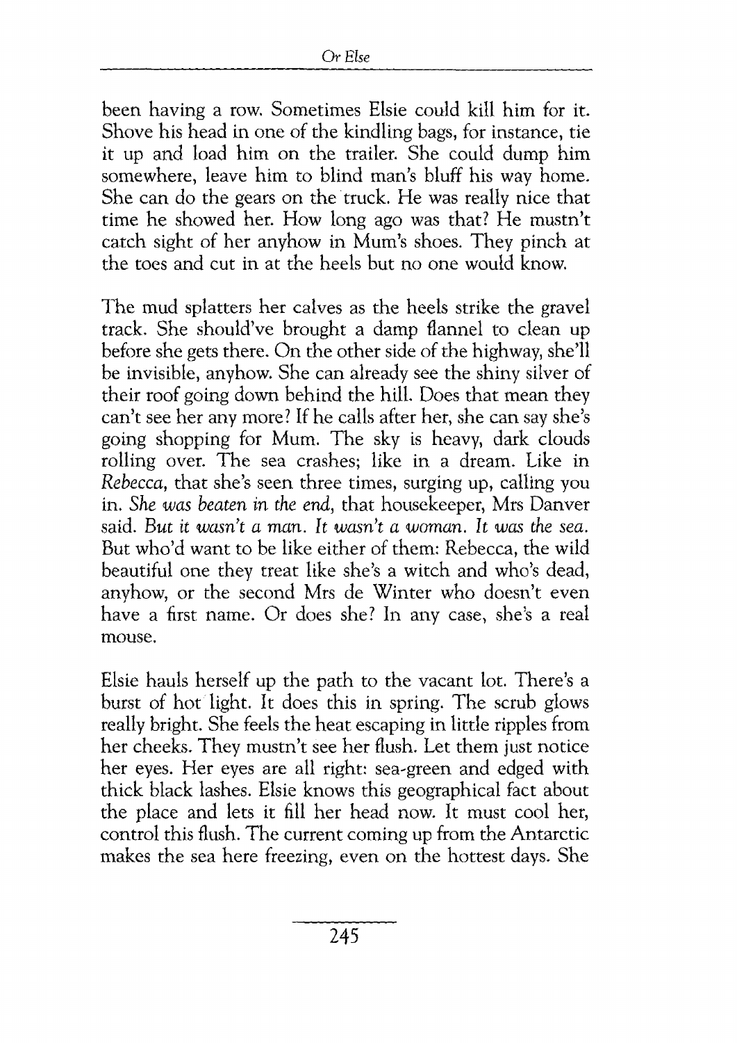been having a row. Sometimes Elsie could kill him for it. Shove his head in one of the kindling bags, for instance, tie it up and load him on the trailer. She could dump him somewhere, leave him to blind man's bluff his way home. She can do the gears on the truck. He was really nice that time he showed her. How long ago was that? He mustn't catch sight of her anyhow in Mum's shoes. They pinch at the toes and cut in at the heels but no one would know.

The mud splatters her calves as the heels strike the gravel track. She should've brought a damp flannel to clean up before she gets there. On the other side of the highway, she'll be invisible, anyhow. She can already see the shiny silver of their roof going down behind the hill. Does that mean they can't see her any more? If he calls after her, she can say she's going shopping for Mum. The sky is heavy, dark clouds rolling over. The sea crashes; like in a dream. Like in *Rebecca*, that she's seen three times, surging up, calling you in. *She was beaten in the end*, that housekeeper, Mrs Danver said. *But it wasn't a man. It wasn't a woman. It was the sea.* But who'd want to be like either of them: Rebecca, the wild beautiful one they treat like she's a witch and who's dead, anyhow, or the second Mrs de Winter who doesn't even have a first name. Or does she? In any case, she's a real mouse.

Elsie hauls herself up the path to the vacant lot. There's a burst of hot light. It does this in spring. The scrub glows really bright. She feels the heat escaping in little ripples from her cheeks. They mustn't see her flush. Let them just notice her eyes. Her eyes are all right: sea-green and edged with thick black lashes. Elsie knows this geographical fact about the place and lets it fill her head now. It must cool her, control this flush. The current coming up from the Antarctic makes the sea here freezing, even on the hottest days. She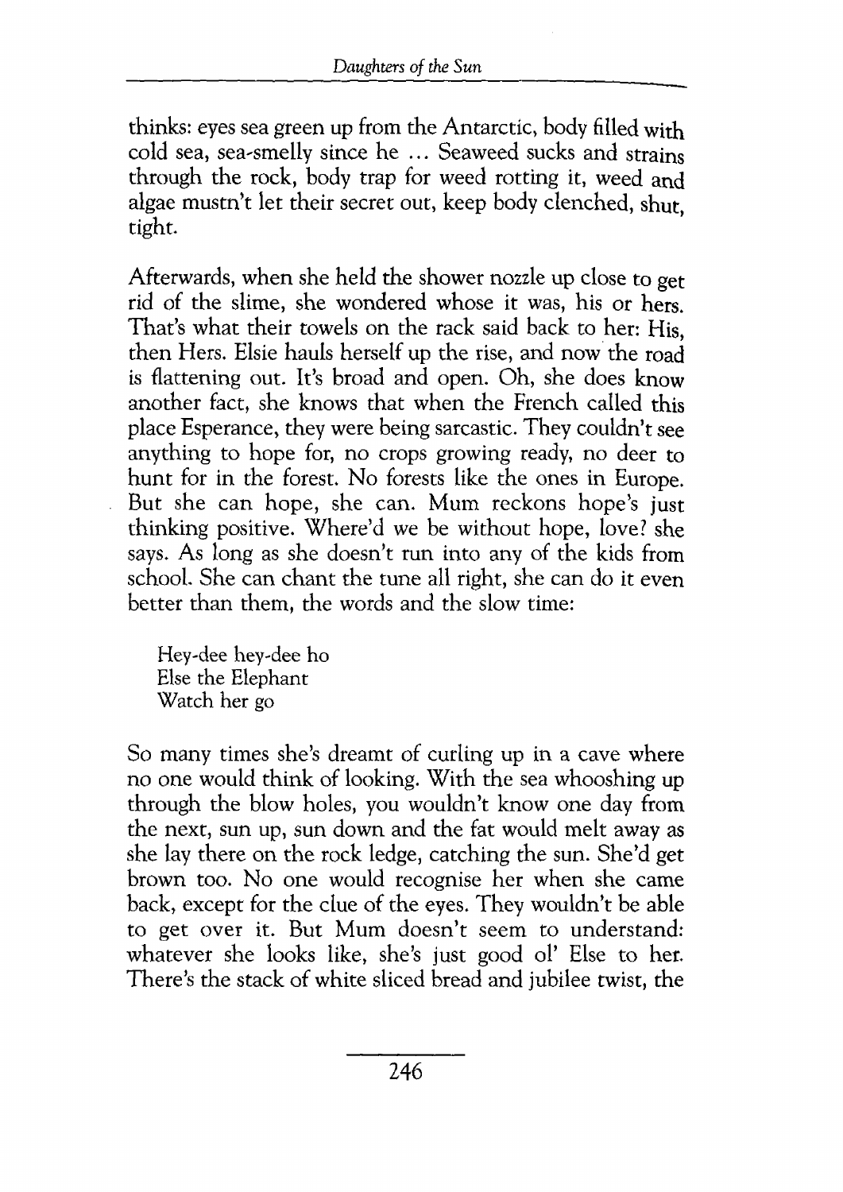thinks: eyes sea green up from the Antarctic, body filled with cold sea, sea-smelly since he ... Seaweed sucks and strains through the rock, body trap for weed rotting it, weed and algae mustn't let their secret out, keep body clenched, shut, tight.

Afterwards, when she held the shower nozzle up close to get rid of the slime, she wondered whose it was, his or hers. That's what their towels on the rack said back to her: His, then Hers. Elsie hauls herself up the rise, and now the road is flattening out. It's broad and open. Oh, she does know another fact, she knows that when the French called this place Esperance, they were being sarcastic. They couldn't see anything to hope for, no crops growing ready, no deer to hunt for in the forest. No forests like the ones in Europe. But she can hope, she can. Mum reckons hope's just thinking positive. Where'd we be without hope, love? she says. As long as she doesn't run into any of the kids from school. She can chant the tune all right, she can do it even better than them, the words and the slow time:

> Hey-dee hey-dee ho
> Else the Elephant
> Watch her go

So many times she's dreamt of curling up in a cave where no one would think of looking. With the sea whooshing up through the blow holes, you wouldn't know one day from the next, sun up, sun down and the fat would melt away as she lay there on the rock ledge, catching the sun. She'd get brown too. No one would recognise her when she came back, except for the clue of the eyes. They wouldn't be able to get over it. But Mum doesn't seem to understand: whatever she looks like, she's just good ol' Else to her. There's the stack of white sliced bread and jubilee twist, the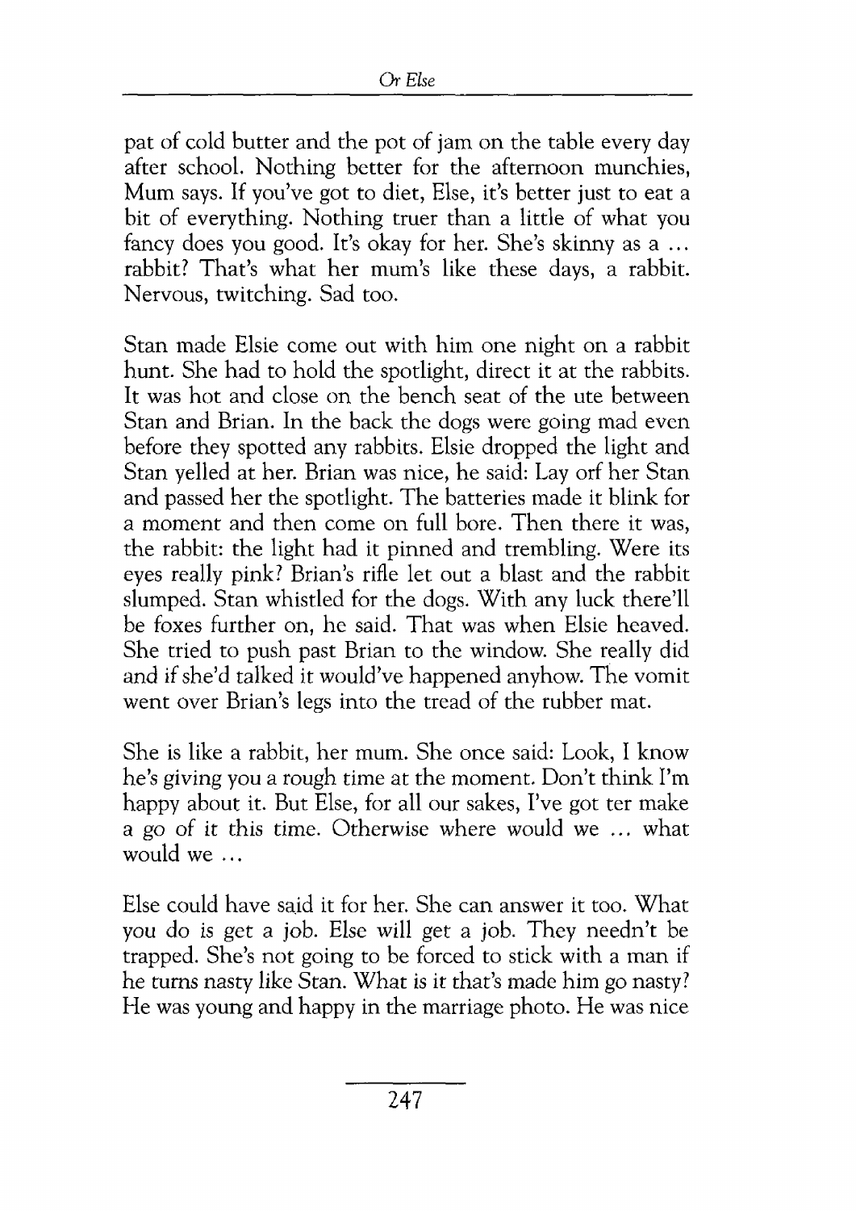pat of cold butter and the pot of jam on the table every day after school. Nothing better for the afternoon munchies, Mum says. If you've got to diet, Else, it's better just to eat a bit of everything. Nothing truer than a little of what you fancy does you good. It's okay for her. She's skinny as a … rabbit? That's what her mum's like these days, a rabbit. Nervous, twitching. Sad too.

Stan made Elsie come out with him one night on a rabbit hunt. She had to hold the spotlight, direct it at the rabbits. It was hot and close on the bench seat of the ute between Stan and Brian. In the back the dogs were going mad even before they spotted any rabbits. Elsie dropped the light and Stan yelled at her. Brian was nice, he said: Lay orf her Stan and passed her the spotlight. The batteries made it blink for a moment and then come on full bore. Then there it was, the rabbit: the light had it pinned and trembling. Were its eyes really pink? Brian's rifle let out a blast and the rabbit slumped. Stan whistled for the dogs. With any luck there'll be foxes further on, he said. That was when Elsie heaved. She tried to push past Brian to the window. She really did and if she'd talked it would've happened anyhow. The vomit went over Brian's legs into the tread of the rubber mat.

She is like a rabbit, her mum. She once said: Look, I know he's giving you a rough time at the moment. Don't think I'm happy about it. But Else, for all our sakes, I've got ter make a go of it this time. Otherwise where would we … what would we …

Else could have said it for her. She can answer it too. What you do is get a job. Else will get a job. They needn't be trapped. She's not going to be forced to stick with a man if he turns nasty like Stan. What is it that's made him go nasty? He was young and happy in the marriage photo. He was nice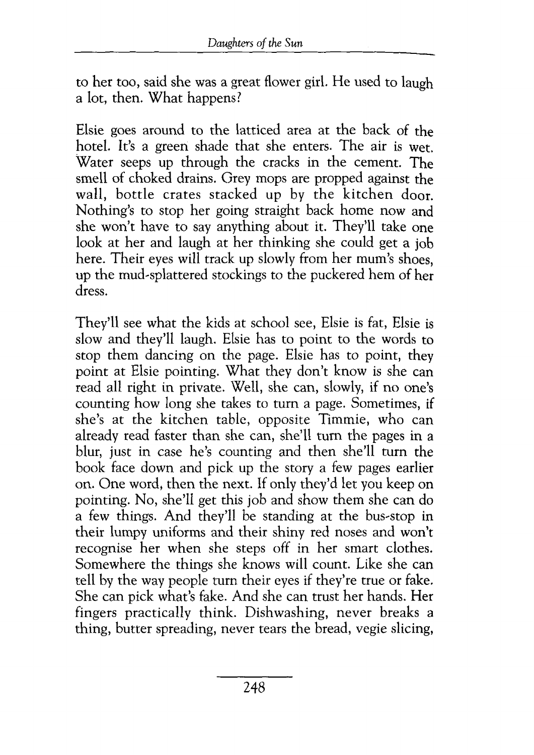to her too, said she was a great flower girl. He used to laugh a lot, then. What happens?

Elsie goes around to the latticed area at the back of the hotel. It's a green shade that she enters. The air is wet. Water seeps up through the cracks in the cement. The smell of choked drains. Grey mops are propped against the wall, bottle crates stacked up by the kitchen door. Nothing's to stop her going straight back home now and she won't have to say anything about it. They'll take one look at her and laugh at her thinking she could get a job here. Their eyes will track up slowly from her mum's shoes, up the mud-splattered stockings to the puckered hem of her dress.

They'll see what the kids at school see, Elsie is fat, Elsie is slow and they'll laugh. Elsie has to point to the words to stop them dancing on the page. Elsie has to point, they point at Elsie pointing. What they don't know is she can read all right in private. Well, she can, slowly, if no one's counting how long she takes to turn a page. Sometimes, if she's at the kitchen table, opposite Timmie, who can already read faster than she can, she'll turn the pages in a blur, just in case he's counting and then she'll turn the book face down and pick up the story a few pages earlier on. One word, then the next. If only they'd let you keep on pointing. No, she'll get this job and show them she can do a few things. And they'll be standing at the bus-stop in their lumpy uniforms and their shiny red noses and won't recognise her when she steps off in her smart clothes. Somewhere the things she knows will count. Like she can tell by the way people turn their eyes if they're true or fake. She can pick what's fake. And she can trust her hands. Her fingers practically think. Dishwashing, never breaks a thing, butter spreading, never tears the bread, vegie slicing,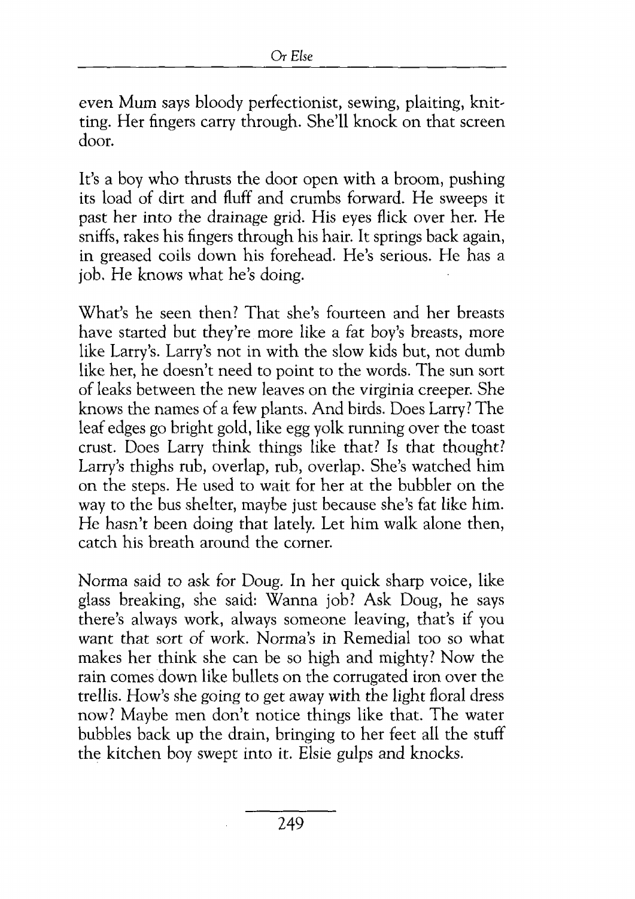even Mum says bloody perfectionist, sewing, plaiting, knitting. Her fingers carry through. She'll knock on that screen door.

It's a boy who thrusts the door open with a broom, pushing its load of dirt and fluff and crumbs forward. He sweeps it past her into the drainage grid. His eyes flick over her. He sniffs, rakes his fingers through his hair. It springs back again, in greased coils down his forehead. He's serious. He has a job. He knows what he's doing.

What's he seen then? That she's fourteen and her breasts have started but they're more like a fat boy's breasts, more like Larry's. Larry's not in with the slow kids but, not dumb like her, he doesn't need to point to the words. The sun sort of leaks between the new leaves on the virginia creeper. She knows the names of a few plants. And birds. Does Larry? The leaf edges go bright gold, like egg yolk running over the toast crust. Does Larry think things like that? Is that thought? Larry's thighs rub, overlap, rub, overlap. She's watched him on the steps. He used to wait for her at the bubbler on the way to the bus shelter, maybe just because she's fat like him. He hasn't been doing that lately. Let him walk alone then, catch his breath around the corner.

Norma said to ask for Doug. In her quick sharp voice, like glass breaking, she said: Wanna job? Ask Doug, he says there's always work, always someone leaving, that's if you want that sort of work. Norma's in Remedial too so what makes her think she can be so high and mighty? Now the rain comes down like bullets on the corrugated iron over the trellis. How's she going to get away with the light floral dress now? Maybe men don't notice things like that. The water bubbles back up the drain, bringing to her feet all the stuff the kitchen boy swept into it. Elsie gulps and knocks.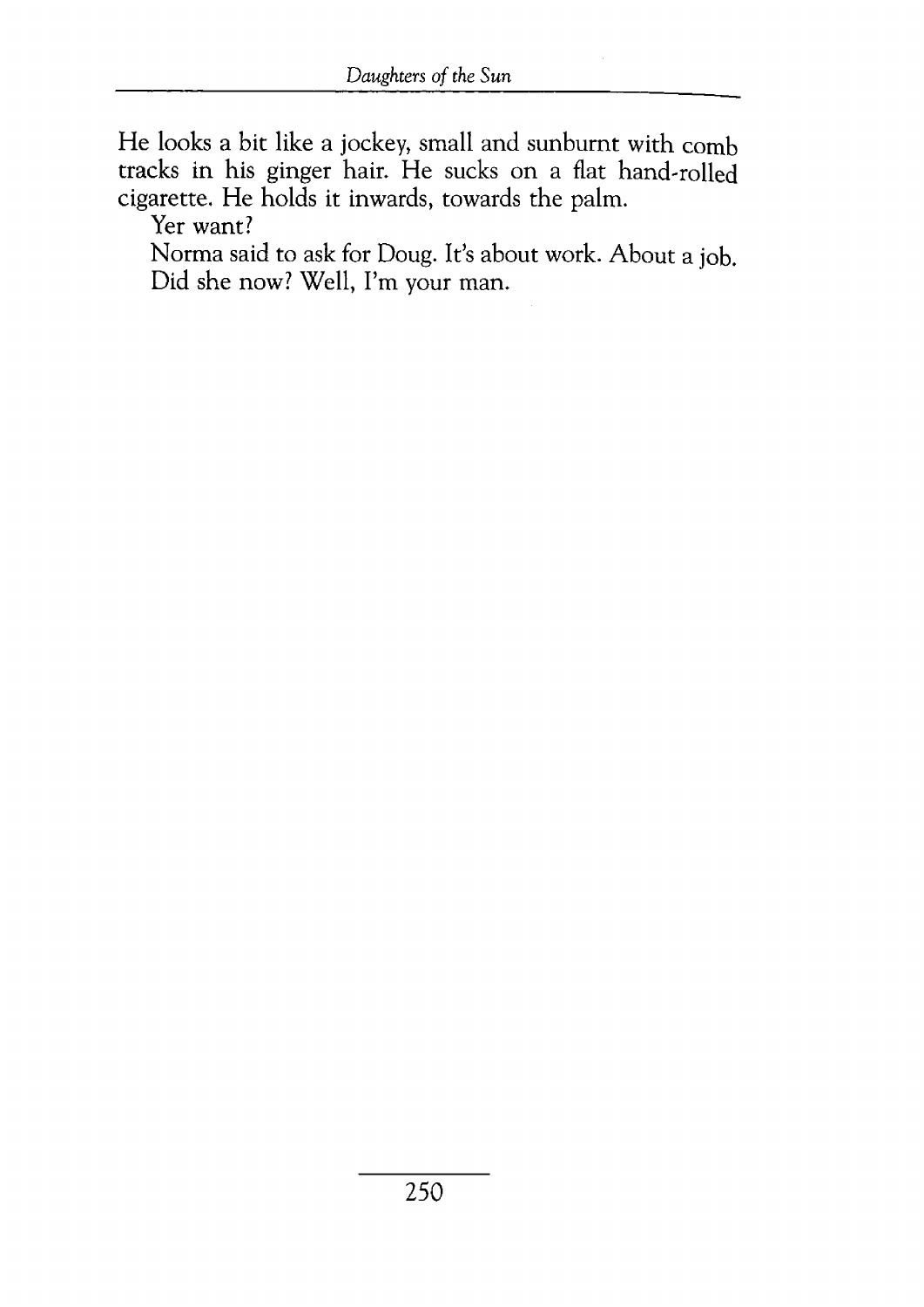He looks a bit like a jockey, small and sunburnt with comb tracks in his ginger hair. He sucks on a flat hand-rolled cigarette. He holds it inwards, towards the palm.

Yer want?

Norma said to ask for Doug. It's about work. About a job.

Did she now? Well, I'm your man.